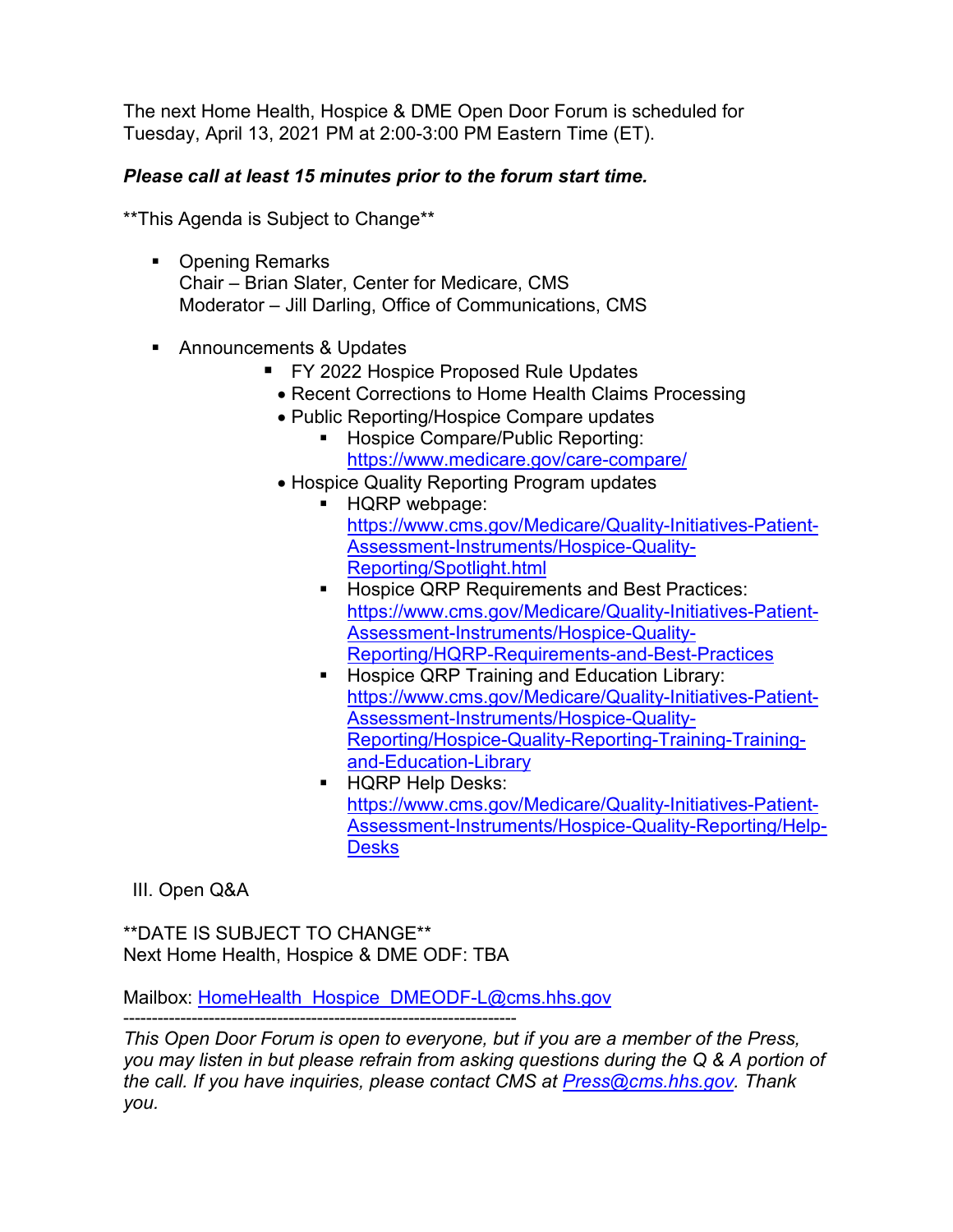The next Home Health, Hospice & DME Open Door Forum is scheduled for Tuesday, April 13, 2021 PM at 2:00-3:00 PM Eastern Time (ET).

***Please call at least 15 minutes prior to the forum start time.***

**This Agenda is Subject to Change**

- Opening Remarks
  Chair – Brian Slater, Center for Medicare, CMS
  Moderator – Jill Darling, Office of Communications, CMS

- Announcements & Updates
  - FY 2022 Hospice Proposed Rule Updates
  - Recent Corrections to Home Health Claims Processing
  - Public Reporting/Hospice Compare updates
    - Hospice Compare/Public Reporting: https://www.medicare.gov/care-compare/
  - Hospice Quality Reporting Program updates
    - HQRP webpage: https://www.cms.gov/Medicare/Quality-Initiatives-Patient-Assessment-Instruments/Hospice-Quality-Reporting/Spotlight.html
    - Hospice QRP Requirements and Best Practices: https://www.cms.gov/Medicare/Quality-Initiatives-Patient-Assessment-Instruments/Hospice-Quality-Reporting/HQRP-Requirements-and-Best-Practices
    - Hospice QRP Training and Education Library: https://www.cms.gov/Medicare/Quality-Initiatives-Patient-Assessment-Instruments/Hospice-Quality-Reporting/Hospice-Quality-Reporting-Training-Training-and-Education-Library
    - HQRP Help Desks: https://www.cms.gov/Medicare/Quality-Initiatives-Patient-Assessment-Instruments/Hospice-Quality-Reporting/Help-Desks

III. Open Q&A

**DATE IS SUBJECT TO CHANGE**
Next Home Health, Hospice & DME ODF: TBA

Mailbox: HomeHealth_Hospice_DMEODF-L@cms.hhs.gov

---

*This Open Door Forum is open to everyone, but if you are a member of the Press, you may listen in but please refrain from asking questions during the Q & A portion of the call. If you have inquiries, please contact CMS at Press@cms.hhs.gov. Thank you.*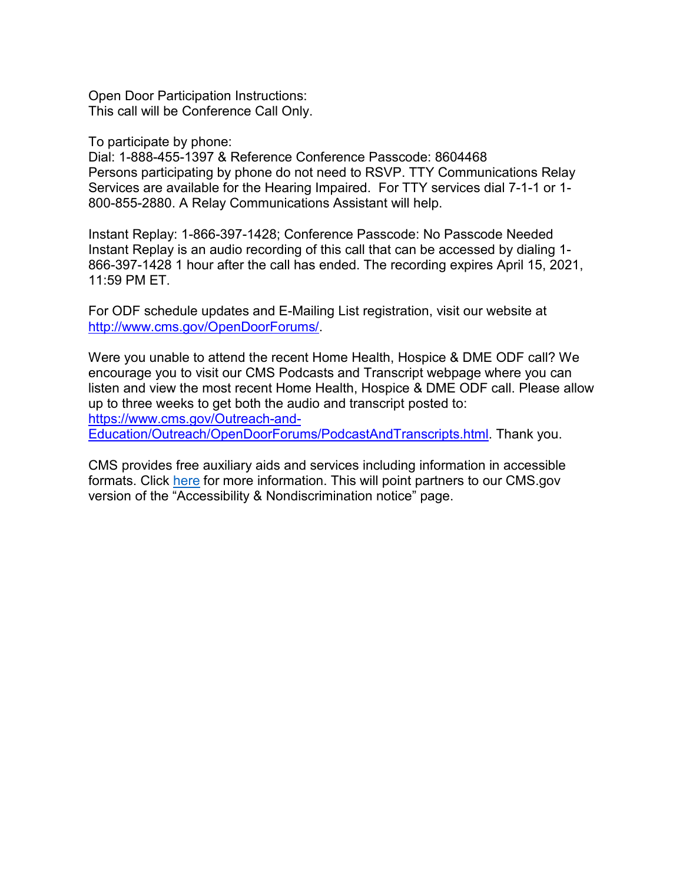Open Door Participation Instructions:
This call will be Conference Call Only.

To participate by phone:
Dial: 1-888-455-1397 & Reference Conference Passcode: 8604468
Persons participating by phone do not need to RSVP. TTY Communications Relay Services are available for the Hearing Impaired. For TTY services dial 7-1-1 or 1-800-855-2880. A Relay Communications Assistant will help.

Instant Replay: 1-866-397-1428; Conference Passcode: No Passcode Needed
Instant Replay is an audio recording of this call that can be accessed by dialing 1-866-397-1428 1 hour after the call has ended. The recording expires April 15, 2021, 11:59 PM ET.

For ODF schedule updates and E-Mailing List registration, visit our website at [http://www.cms.gov/OpenDoorForums/](http://www.cms.gov/OpenDoorForums/).

Were you unable to attend the recent Home Health, Hospice & DME ODF call? We encourage you to visit our CMS Podcasts and Transcript webpage where you can listen and view the most recent Home Health, Hospice & DME ODF call. Please allow up to three weeks to get both the audio and transcript posted to: [https://www.cms.gov/Outreach-and-Education/Outreach/OpenDoorForums/PodcastAndTranscripts.html](https://www.cms.gov/Outreach-and-Education/Outreach/OpenDoorForums/PodcastAndTranscripts.html). Thank you.

CMS provides free auxiliary aids and services including information in accessible formats. Click here for more information. This will point partners to our CMS.gov version of the "Accessibility & Nondiscrimination notice" page.